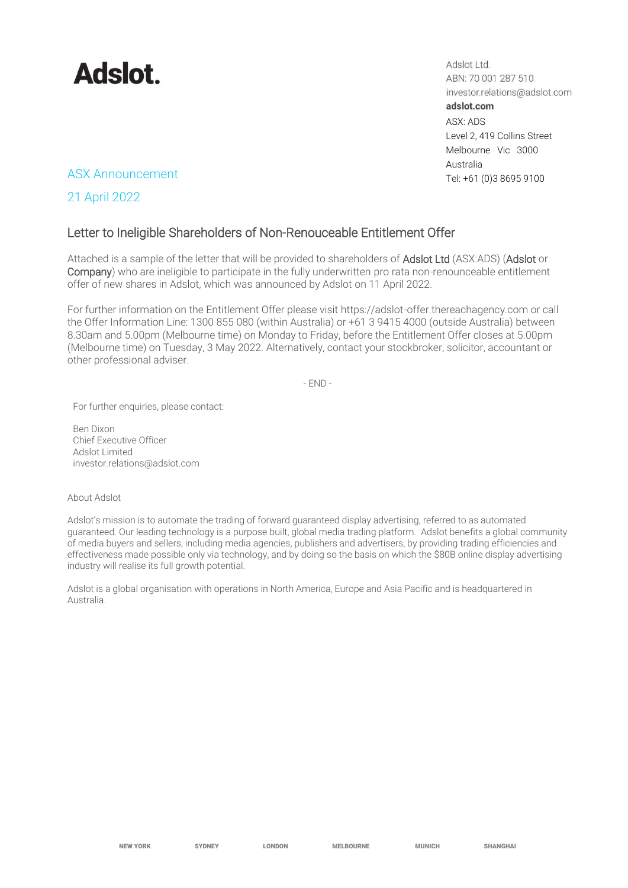# Adslot.

Adslot Ltd.
ABN: 70 001 287 510
investor.relations@adslot.com
**adslot.com**
ASX: ADS
Level 2, 419 Collins Street
Melbourne Vic 3000
Australia
Tel: +61 (0)3 8695 9100

ASX Announcement

21 April 2022

## Letter to Ineligible Shareholders of Non-Renouceable Entitlement Offer

Attached is a sample of the letter that will be provided to shareholders of Adslot Ltd (ASX:ADS) (Adslot or Company) who are ineligible to participate in the fully underwritten pro rata non-renounceable entitlement offer of new shares in Adslot, which was announced by Adslot on 11 April 2022.

For further information on the Entitlement Offer please visit https://adslot-offer.thereachagency.com or call the Offer Information Line: 1300 855 080 (within Australia) or +61 3 9415 4000 (outside Australia) between 8.30am and 5.00pm (Melbourne time) on Monday to Friday, before the Entitlement Offer closes at 5.00pm (Melbourne time) on Tuesday, 3 May 2022. Alternatively, contact your stockbroker, solicitor, accountant or other professional adviser.

- END -

For further enquiries, please contact:

Ben Dixon
Chief Executive Officer
Adslot Limited
investor.relations@adslot.com

About Adslot

Adslot's mission is to automate the trading of forward guaranteed display advertising, referred to as automated guaranteed. Our leading technology is a purpose built, global media trading platform. Adslot benefits a global community of media buyers and sellers, including media agencies, publishers and advertisers, by providing trading efficiencies and effectiveness made possible only via technology, and by doing so the basis on which the $80B online display advertising industry will realise its full growth potential.

Adslot is a global organisation with operations in North America, Europe and Asia Pacific and is headquartered in Australia.

NEW YORK SYDNEY LONDON MELBOURNE MUNICH SHANGHAI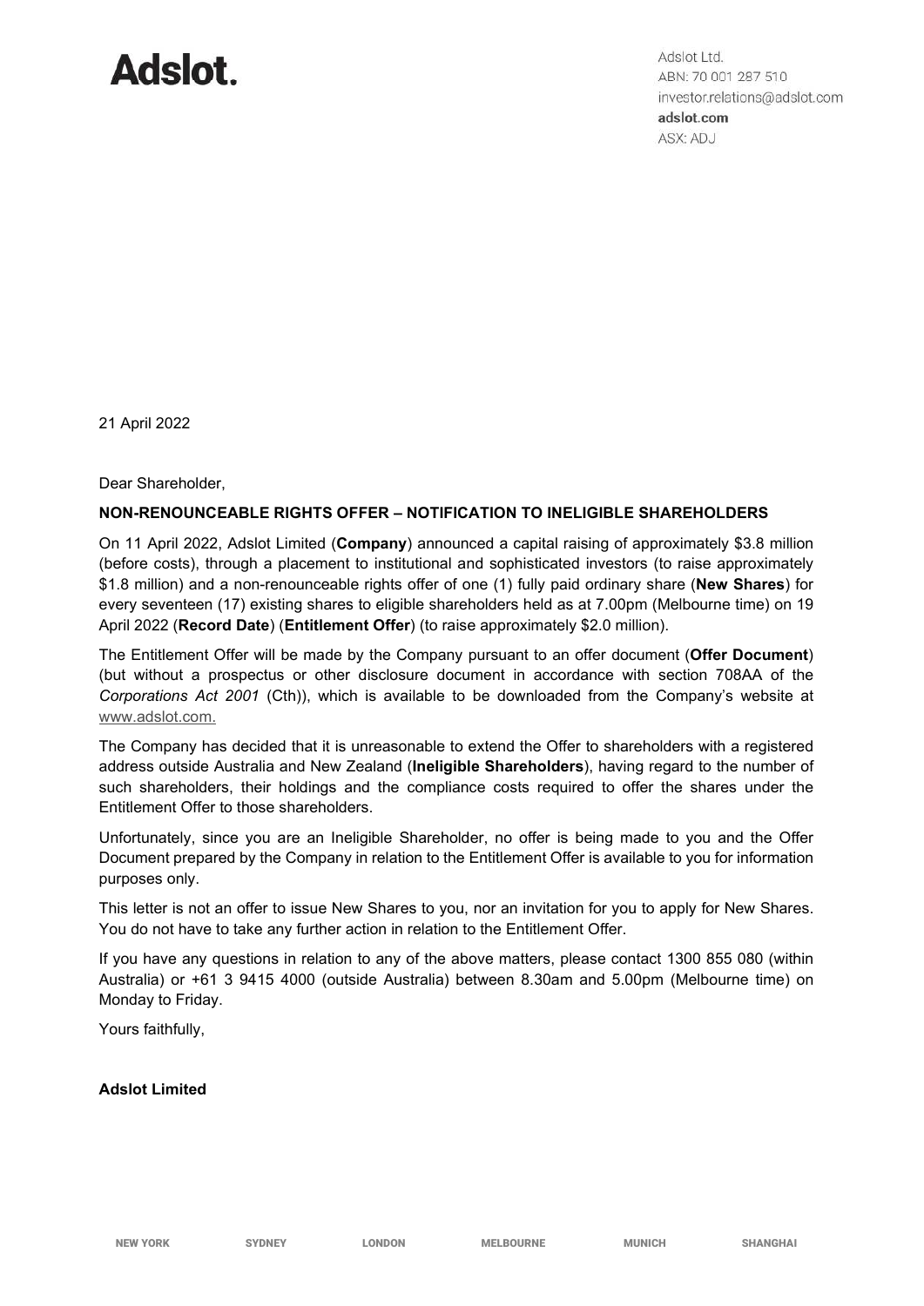# Adslot.

Adslot Ltd.
ABN: 70 001 287 510
investor.relations@adslot.com
**adslot.com**
ASX: ADJ

21 April 2022

Dear Shareholder,

**NON-RENOUNCEABLE RIGHTS OFFER – NOTIFICATION TO INELIGIBLE SHAREHOLDERS**

On 11 April 2022, Adslot Limited (**Company**) announced a capital raising of approximately $3.8 million (before costs), through a placement to institutional and sophisticated investors (to raise approximately $1.8 million) and a non-renounceable rights offer of one (1) fully paid ordinary share (**New Shares**) for every seventeen (17) existing shares to eligible shareholders held as at 7.00pm (Melbourne time) on 19 April 2022 (**Record Date**) (**Entitlement Offer**) (to raise approximately $2.0 million).

The Entitlement Offer will be made by the Company pursuant to an offer document (**Offer Document**) (but without a prospectus or other disclosure document in accordance with section 708AA of the *Corporations Act 2001* (Cth)), which is available to be downloaded from the Company's website at www.adslot.com.

The Company has decided that it is unreasonable to extend the Offer to shareholders with a registered address outside Australia and New Zealand (**Ineligible Shareholders**), having regard to the number of such shareholders, their holdings and the compliance costs required to offer the shares under the Entitlement Offer to those shareholders.

Unfortunately, since you are an Ineligible Shareholder, no offer is being made to you and the Offer Document prepared by the Company in relation to the Entitlement Offer is available to you for information purposes only.

This letter is not an offer to issue New Shares to you, nor an invitation for you to apply for New Shares. You do not have to take any further action in relation to the Entitlement Offer.

If you have any questions in relation to any of the above matters, please contact 1300 855 080 (within Australia) or +61 3 9415 4000 (outside Australia) between 8.30am and 5.00pm (Melbourne time) on Monday to Friday.

Yours faithfully,

**Adslot Limited**

NEW YORK SYDNEY LONDON MELBOURNE MUNICH SHANGHAI